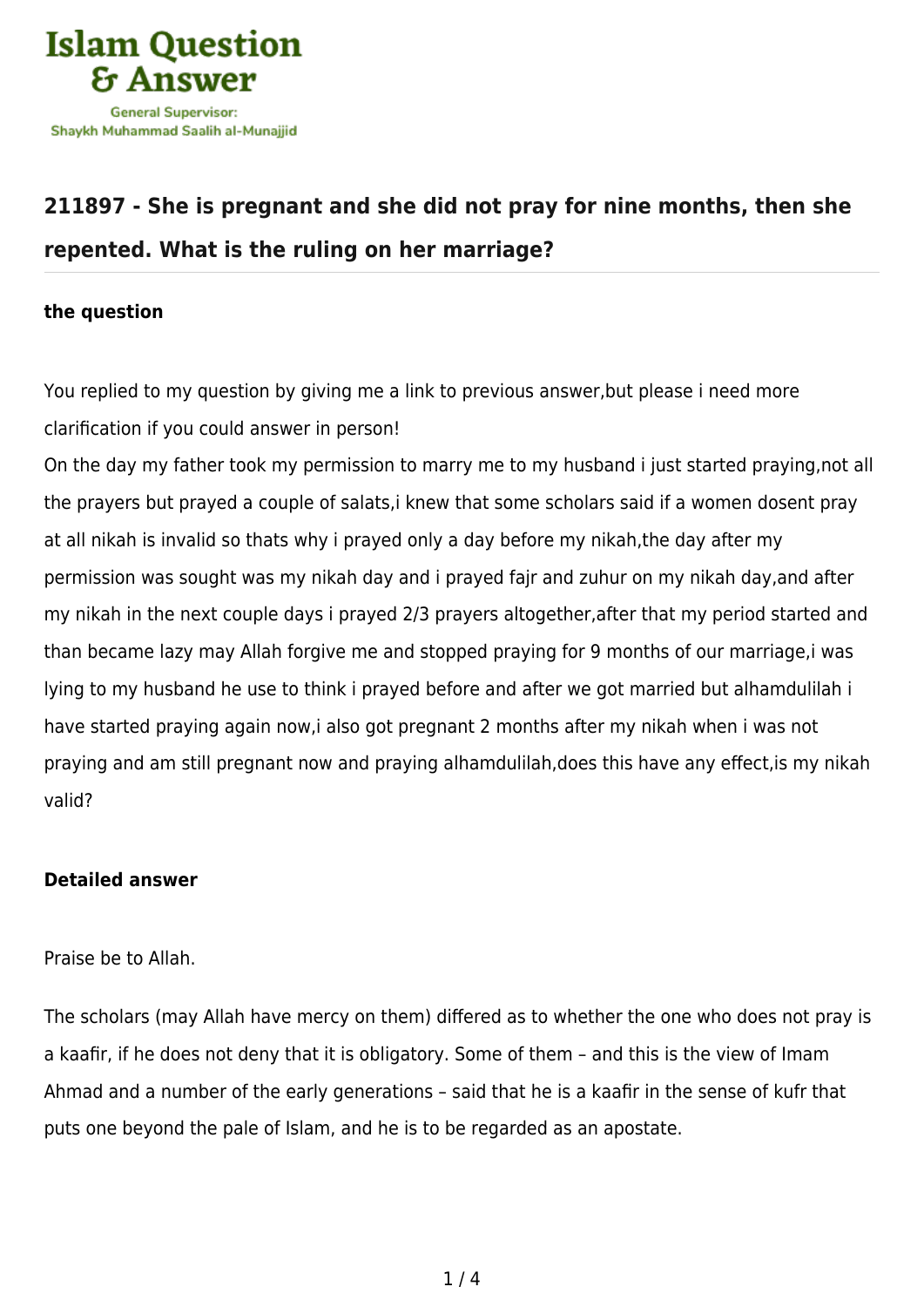# Islam Question & Answer

General Supervisor:
Shaykh Muhammad Saalih al-Munajjid

## 211897 - She is pregnant and she did not pray for nine months, then she repented. What is the ruling on her marriage?

### the question

You replied to my question by giving me a link to previous answer,but please i need more clarification if you could answer in person!
On the day my father took my permission to marry me to my husband i just started praying,not all the prayers but prayed a couple of salats,i knew that some scholars said if a women dosent pray at all nikah is invalid so thats why i prayed only a day before my nikah,the day after my permission was sought was my nikah day and i prayed fajr and zuhur on my nikah day,and after my nikah in the next couple days i prayed 2/3 prayers altogether,after that my period started and than became lazy may Allah forgive me and stopped praying for 9 months of our marriage,i was lying to my husband he use to think i prayed before and after we got married but alhamdulilah i have started praying again now,i also got pregnant 2 months after my nikah when i was not praying and am still pregnant now and praying alhamdulilah,does this have any effect,is my nikah valid?

### Detailed answer

Praise be to Allah.

The scholars (may Allah have mercy on them) differed as to whether the one who does not pray is a kaafir, if he does not deny that it is obligatory. Some of them – and this is the view of Imam Ahmad and a number of the early generations – said that he is a kaafir in the sense of kufr that puts one beyond the pale of Islam, and he is to be regarded as an apostate.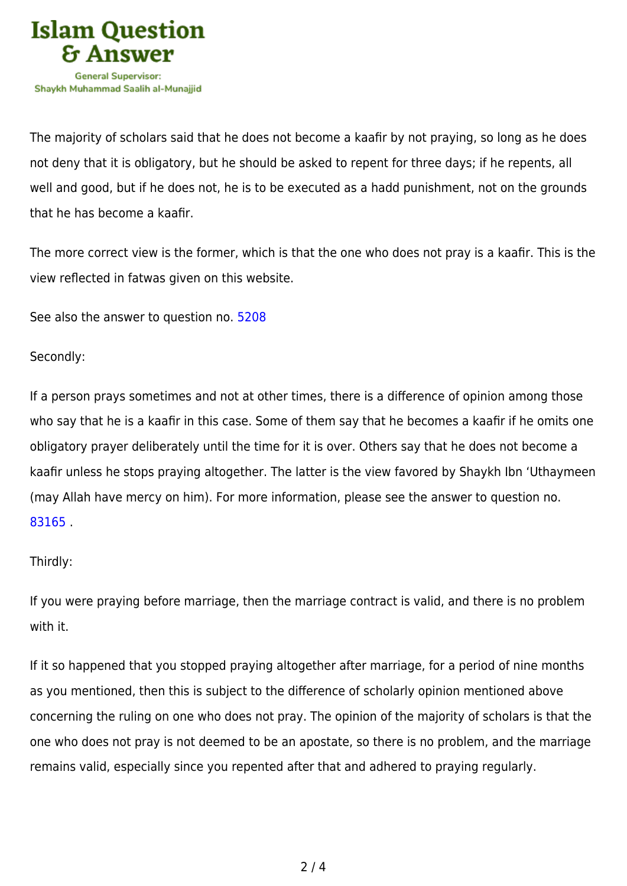The majority of scholars said that he does not become a kaafir by not praying, so long as he does not deny that it is obligatory, but he should be asked to repent for three days; if he repents, all well and good, but if he does not, he is to be executed as a hadd punishment, not on the grounds that he has become a kaafir.

The more correct view is the former, which is that the one who does not pray is a kaafir. This is the view reflected in fatwas given on this website.

See also the answer to question no. 5208

Secondly:

If a person prays sometimes and not at other times, there is a difference of opinion among those who say that he is a kaafir in this case. Some of them say that he becomes a kaafir if he omits one obligatory prayer deliberately until the time for it is over. Others say that he does not become a kaafir unless he stops praying altogether. The latter is the view favored by Shaykh Ibn 'Uthaymeen (may Allah have mercy on him). For more information, please see the answer to question no. 83165 .

Thirdly:

If you were praying before marriage, then the marriage contract is valid, and there is no problem with it.

If it so happened that you stopped praying altogether after marriage, for a period of nine months as you mentioned, then this is subject to the difference of scholarly opinion mentioned above concerning the ruling on one who does not pray. The opinion of the majority of scholars is that the one who does not pray is not deemed to be an apostate, so there is no problem, and the marriage remains valid, especially since you repented after that and adhered to praying regularly.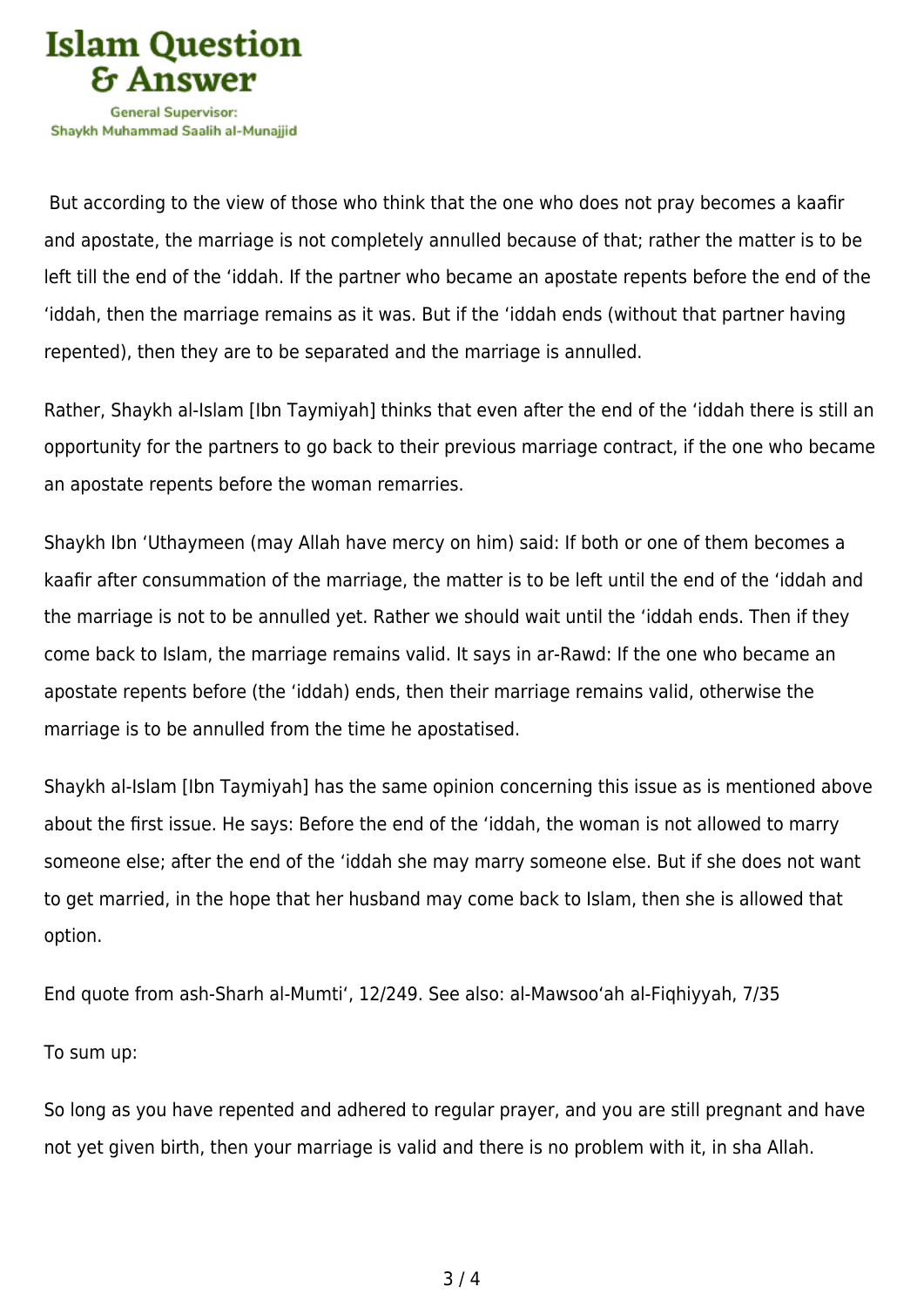But according to the view of those who think that the one who does not pray becomes a kaafir and apostate, the marriage is not completely annulled because of that; rather the matter is to be left till the end of the ‘iddah. If the partner who became an apostate repents before the end of the ‘iddah, then the marriage remains as it was. But if the ‘iddah ends (without that partner having repented), then they are to be separated and the marriage is annulled.

Rather, Shaykh al-Islam [Ibn Taymiyah] thinks that even after the end of the ‘iddah there is still an opportunity for the partners to go back to their previous marriage contract, if the one who became an apostate repents before the woman remarries.

Shaykh Ibn ‘Uthaymeen (may Allah have mercy on him) said: If both or one of them becomes a kaafir after consummation of the marriage, the matter is to be left until the end of the ‘iddah and the marriage is not to be annulled yet. Rather we should wait until the ‘iddah ends. Then if they come back to Islam, the marriage remains valid. It says in ar-Rawd: If the one who became an apostate repents before (the ‘iddah) ends, then their marriage remains valid, otherwise the marriage is to be annulled from the time he apostatised.

Shaykh al-Islam [Ibn Taymiyah] has the same opinion concerning this issue as is mentioned above about the first issue. He says: Before the end of the ‘iddah, the woman is not allowed to marry someone else; after the end of the ‘iddah she may marry someone else. But if she does not want to get married, in the hope that her husband may come back to Islam, then she is allowed that option.

End quote from ash-Sharh al-Mumti‘, 12/249. See also: al-Mawsoo‘ah al-Fiqhiyyah, 7/35

To sum up:

So long as you have repented and adhered to regular prayer, and you are still pregnant and have not yet given birth, then your marriage is valid and there is no problem with it, in sha Allah.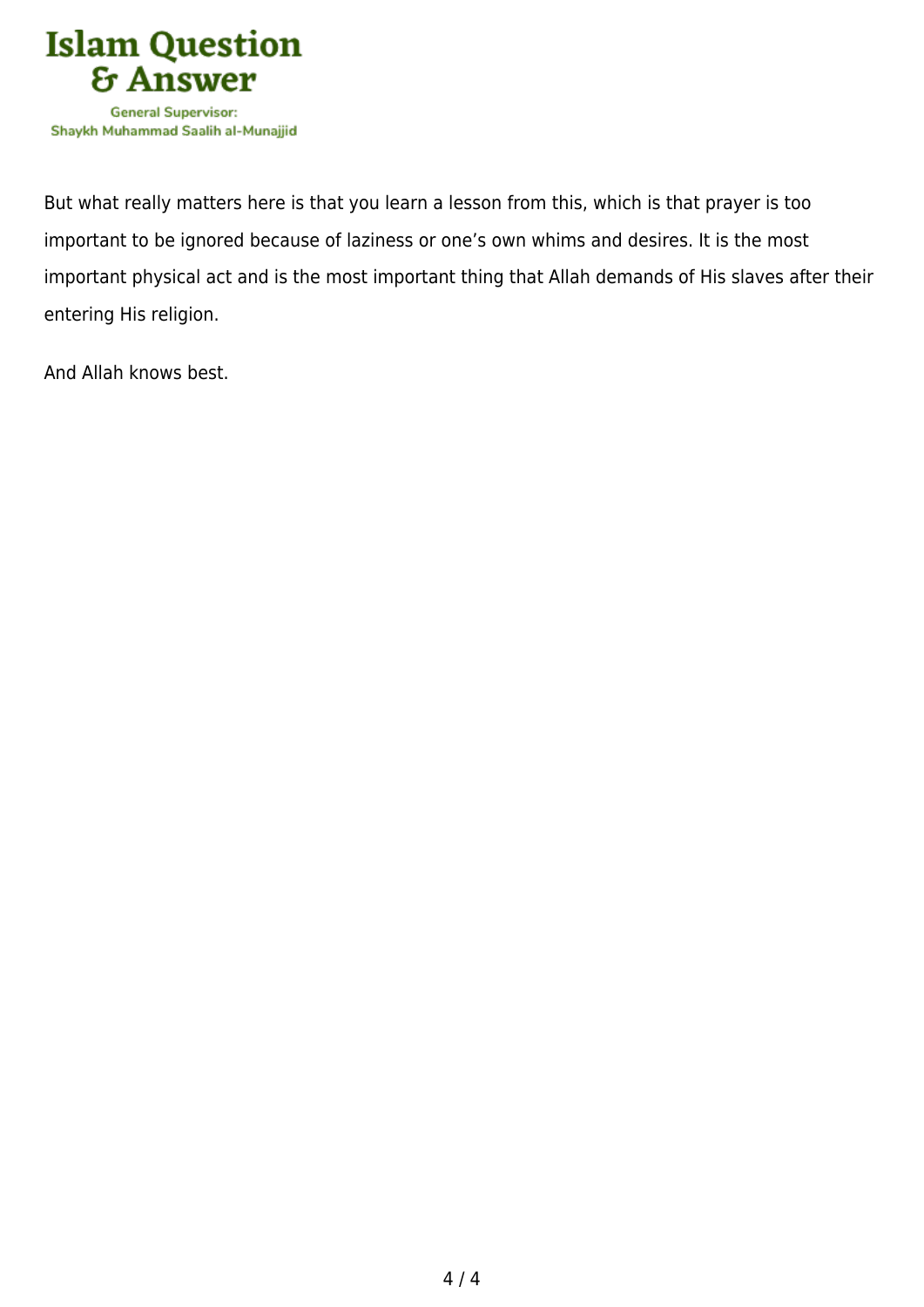But what really matters here is that you learn a lesson from this, which is that prayer is too important to be ignored because of laziness or one's own whims and desires. It is the most important physical act and is the most important thing that Allah demands of His slaves after their entering His religion.

And Allah knows best.